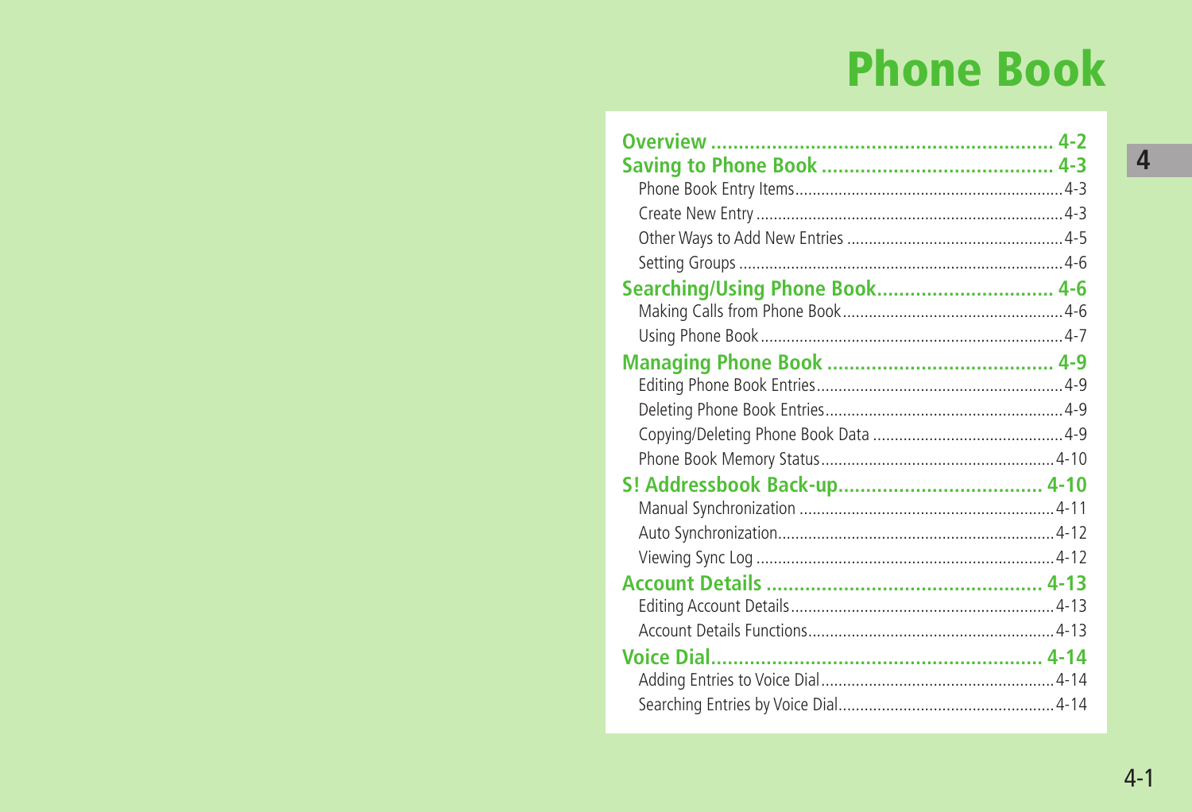# Phone Book

**Overview** ............................................................. 4-2

**Saving to Phone Book** ......................................... 4-3

- Phone Book Entry Items ............................................................. 4-3
- Create New Entry ...................................................................... 4-3
- Other Ways to Add New Entries ................................................. 4-5
- Setting Groups .......................................................................... 4-6

**Searching/Using Phone Book** ............................... 4-6

- Making Calls from Phone Book .................................................. 4-6
- Using Phone Book ..................................................................... 4-7

**Managing Phone Book** ........................................ 4-9

- Editing Phone Book Entries ........................................................ 4-9
- Deleting Phone Book Entries ...................................................... 4-9
- Copying/Deleting Phone Book Data ........................................... 4-9
- Phone Book Memory Status ..................................................... 4-10

**S! Addressbook Back-up** .................................... 4-10

- Manual Synchronization .......................................................... 4-11
- Auto Synchronization ............................................................... 4-12
- Viewing Sync Log .................................................................... 4-12

**Account Details** ................................................. 4-13

- Editing Account Details ............................................................ 4-13
- Account Details Functions ........................................................ 4-13

**Voice Dial** ........................................................... 4-14

- Adding Entries to Voice Dial ..................................................... 4-14
- Searching Entries by Voice Dial ................................................ 4-14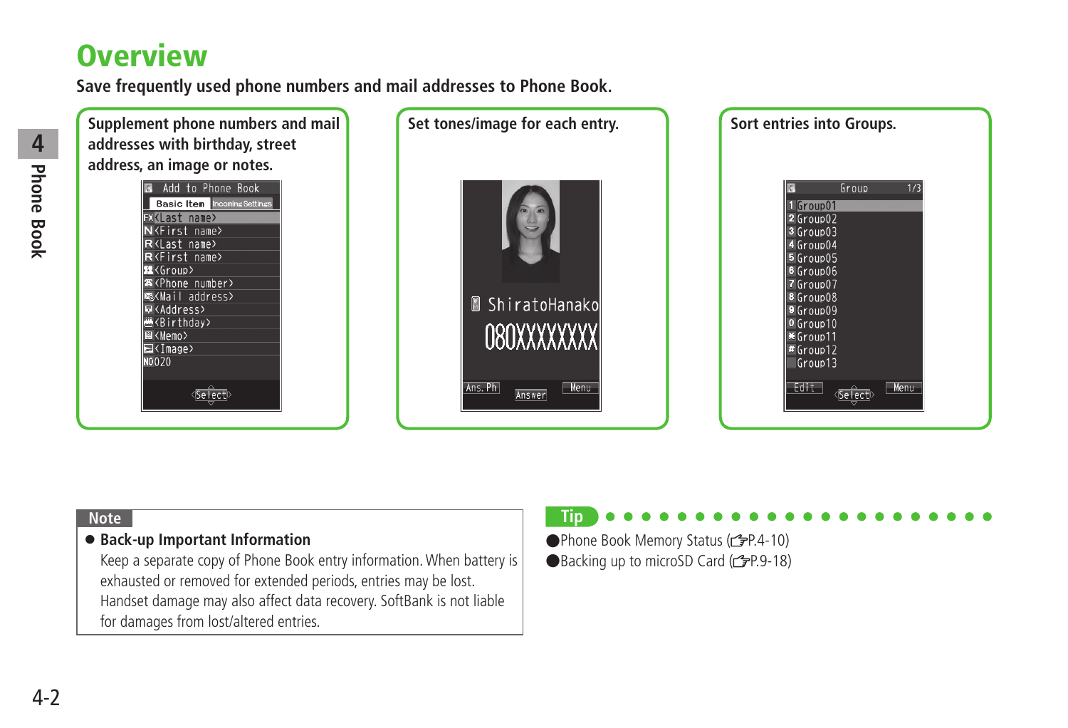# Overview

**Save frequently used phone numbers and mail addresses to Phone Book.**

**Supplement phone numbers and mail addresses with birthday, street address, an image or notes.**

Add to Phone Book
Basic Item | Incoming Settings
FX<Last name>
N<First name>
R<Last name>
R<First name>
<Group>
<Phone number>
<Mail address>
<Address>
<Birthday>
<Memo>
<Image>
NO020
Select

**Set tones/image for each entry.**

ShiratoHanako
080XXXXXXXX
Ans. Ph | Answer | Menu

**Sort entries into Groups.**

Group 1/3
1 Group01
2 Group02
3 Group03
4 Group04
5 Group05
6 Group06
7 Group07
8 Group08
9 Group09
0 Group10
* Group11
# Group12
Group13
Edit | Select | Menu

**Note**

- **Back-up Important Information**
  Keep a separate copy of Phone Book entry information. When battery is exhausted or removed for extended periods, entries may be lost. Handset damage may also affect data recovery. SoftBank is not liable for damages from lost/altered entries.

**Tip**

- Phone Book Memory Status (☞P.4-10)
- Backing up to microSD Card (☞P.9-18)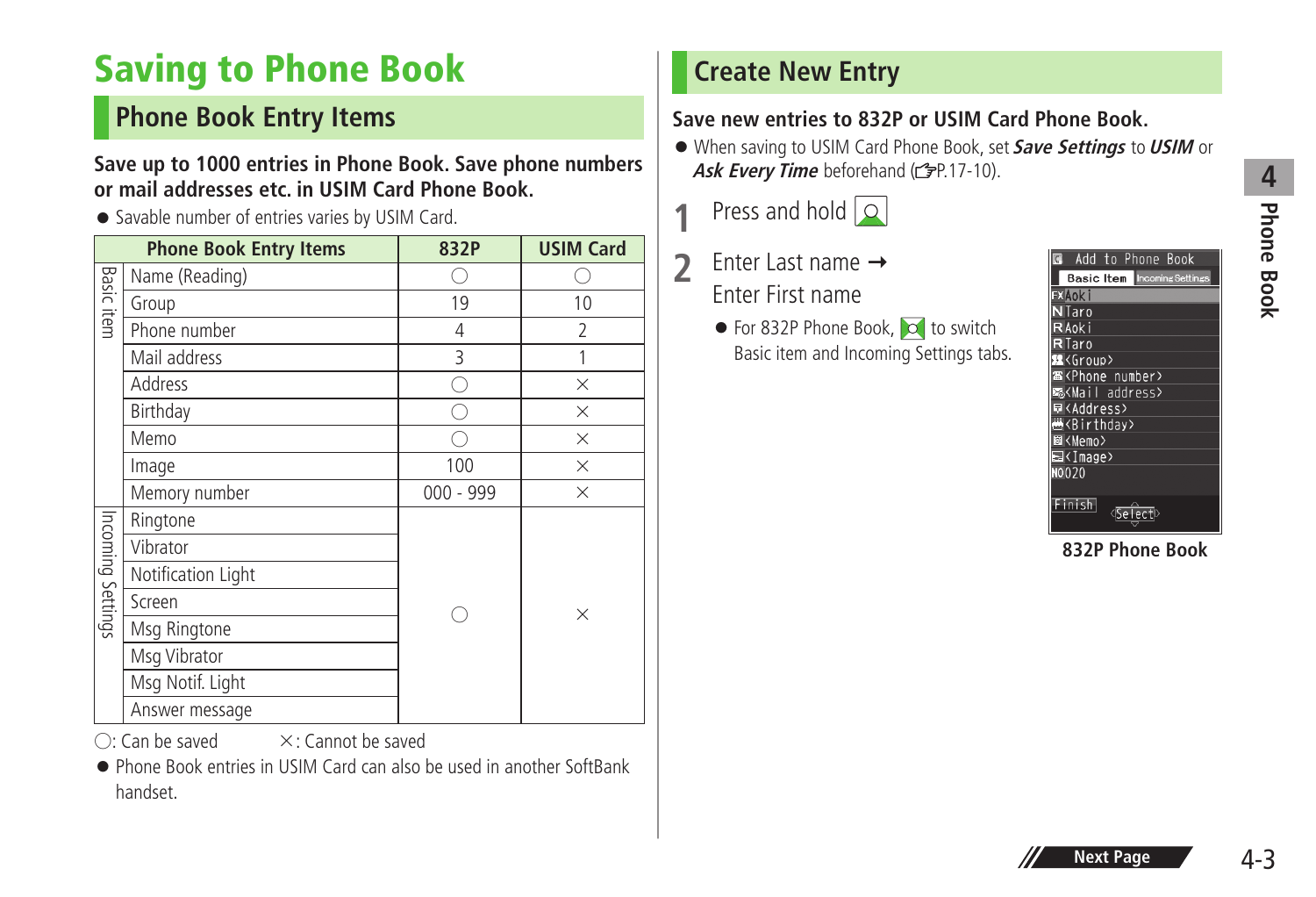# Saving to Phone Book

## Phone Book Entry Items

**Save up to 1000 entries in Phone Book. Save phone numbers or mail addresses etc. in USIM Card Phone Book.**

- Savable number of entries varies by USIM Card.

| | Phone Book Entry Items | 832P | USIM Card |
|---|---|---|---|
| Basic item | Name (Reading) | ○ | ○ |
| | Group | 19 | 10 |
| | Phone number | 4 | 2 |
| | Mail address | 3 | 1 |
| | Address | ○ | × |
| | Birthday | ○ | × |
| | Memo | ○ | × |
| | Image | 100 | × |
| | Memory number | 000 - 999 | × |
| Incoming Settings | Ringtone | ○ | × |
| | Vibrator | | |
| | Notification Light | | |
| | Screen | | |
| | Msg Ringtone | | |
| | Msg Vibrator | | |
| | Msg Notif. Light | | |
| | Answer message | | |

○: Can be saved ×: Cannot be saved

- Phone Book entries in USIM Card can also be used in another SoftBank handset.

## Create New Entry

**Save new entries to 832P or USIM Card Phone Book.**

- When saving to USIM Card Phone Book, set ***Save Settings*** to ***USIM*** or ***Ask Every Time*** beforehand (☞P.17-10).

**1** Press and hold [Q]

**2** Enter Last name → Enter First name

- For 832P Phone Book, [✉] to switch Basic item and Incoming Settings tabs.

832P Phone Book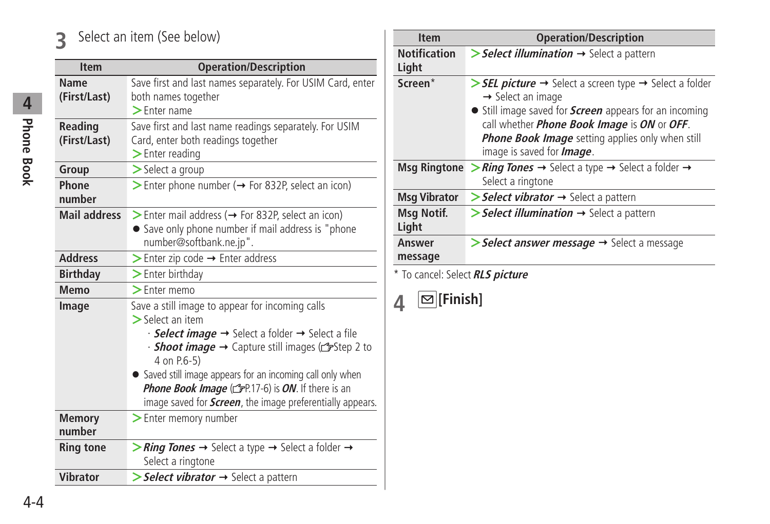## 3 Select an item (See below)

| Item | Operation/Description |
| --- | --- |
| Name (First/Last) | Save first and last names separately. For USIM Card, enter both names together<br>> Enter name |
| Reading (First/Last) | Save first and last name readings separately. For USIM Card, enter both readings together<br>> Enter reading |
| Group | > Select a group |
| Phone number | > Enter phone number (→ For 832P, select an icon) |
| Mail address | > Enter mail address (→ For 832P, select an icon)<br>● Save only phone number if mail address is "phone number@softbank.ne.jp". |
| Address | > Enter zip code → Enter address |
| Birthday | > Enter birthday |
| Memo | > Enter memo |
| Image | Save a still image to appear for incoming calls<br>> Select an item<br>· ***Select image*** → Select a folder → Select a file<br>· ***Shoot image*** → Capture still images (☞Step 2 to 4 on P.6-5)<br>● Saved still image appears for an incoming call only when ***Phone Book Image*** (☞P.17-6) is ***ON***. If there is an image saved for ***Screen***, the image preferentially appears. |
| Memory number | > Enter memory number |
| Ring tone | > ***Ring Tones*** → Select a type → Select a folder → Select a ringtone |
| Vibrator | > ***Select vibrator*** → Select a pattern |
| Notification Light | > ***Select illumination*** → Select a pattern |
| Screen* | > ***SEL picture*** → Select a screen type → Select a folder → Select an image<br>● Still image saved for ***Screen*** appears for an incoming call whether ***Phone Book Image*** is ***ON*** or ***OFF***. ***Phone Book Image*** setting applies only when still image is saved for ***Image***. |
| Msg Ringtone | > ***Ring Tones*** → Select a type → Select a folder → Select a ringtone |
| Msg Vibrator | > ***Select vibrator*** → Select a pattern |
| Msg Notif. Light | > ***Select illumination*** → Select a pattern |
| Answer message | > ***Select answer message*** → Select a message |

* To cancel: Select ***RLS picture***

## 4 [Finish]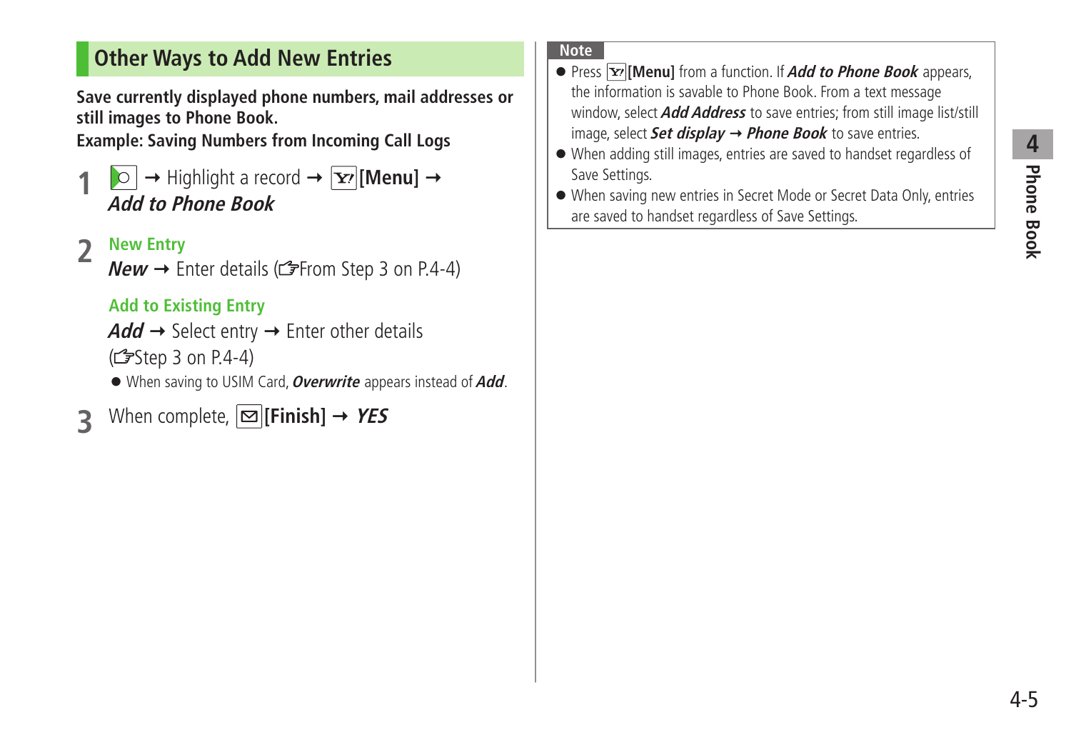## Other Ways to Add New Entries

**Save currently displayed phone numbers, mail addresses or still images to Phone Book.**

**Example: Saving Numbers from Incoming Call Logs**

**1** ▷ → Highlight a record → Y! **[Menu]** → ***Add to Phone Book***

**2** **New Entry**

***New*** → Enter details (☞From Step 3 on P.4-4)

**Add to Existing Entry**

***Add*** → Select entry → Enter other details (☞Step 3 on P.4-4)

- When saving to USIM Card, ***Overwrite*** appears instead of ***Add***.

**3** When complete, ✉ **[Finish]** → ***YES***

**Note**

- Press Y! **[Menu]** from a function. If ***Add to Phone Book*** appears, the information is savable to Phone Book. From a text message window, select ***Add Address*** to save entries; from still image list/still image, select ***Set display*** → ***Phone Book*** to save entries.
- When adding still images, entries are saved to handset regardless of Save Settings.
- When saving new entries in Secret Mode or Secret Data Only, entries are saved to handset regardless of Save Settings.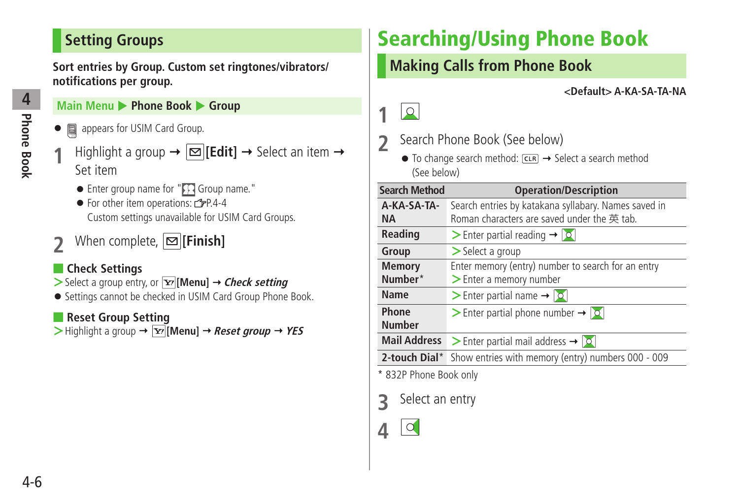## Setting Groups

**Sort entries by Group. Custom set ringtones/vibrators/ notifications per group.**

**Main Menu ▶ Phone Book ▶ Group**

- appears for USIM Card Group.

**1** Highlight a group → **[Edit]** → Select an item → Set item

- Enter group name for " Group name."
- For other item operations: P.4-4
  Custom settings unavailable for USIM Card Groups.

**2** When complete, **[Finish]**

### Check Settings

> Select a group entry, or **[Menu]** → ***Check setting***

- Settings cannot be checked in USIM Card Group Phone Book.

### Reset Group Setting

> Highlight a group → **[Menu]** → ***Reset group*** → ***YES***

# Searching/Using Phone Book

## Making Calls from Phone Book

**<Default> A-KA-SA-TA-NA**

**1**

**2** Search Phone Book (See below)

- To change search method: CLR → Select a search method (See below)

| Search Method | Operation/Description |
|---|---|
| **A-KA-SA-TA-NA** | Search entries by katakana syllabary. Names saved in Roman characters are saved under the 英 tab. |
| **Reading** | > Enter partial reading → |
| **Group** | > Select a group |
| **Memory Number*** | Enter memory (entry) number to search for an entry > Enter a memory number |
| **Name** | > Enter partial name → |
| **Phone Number** | > Enter partial phone number → |
| **Mail Address** | > Enter partial mail address → |
| **2-touch Dial*** | Show entries with memory (entry) numbers 000 - 009 |

\* 832P Phone Book only

**3** Select an entry

**4**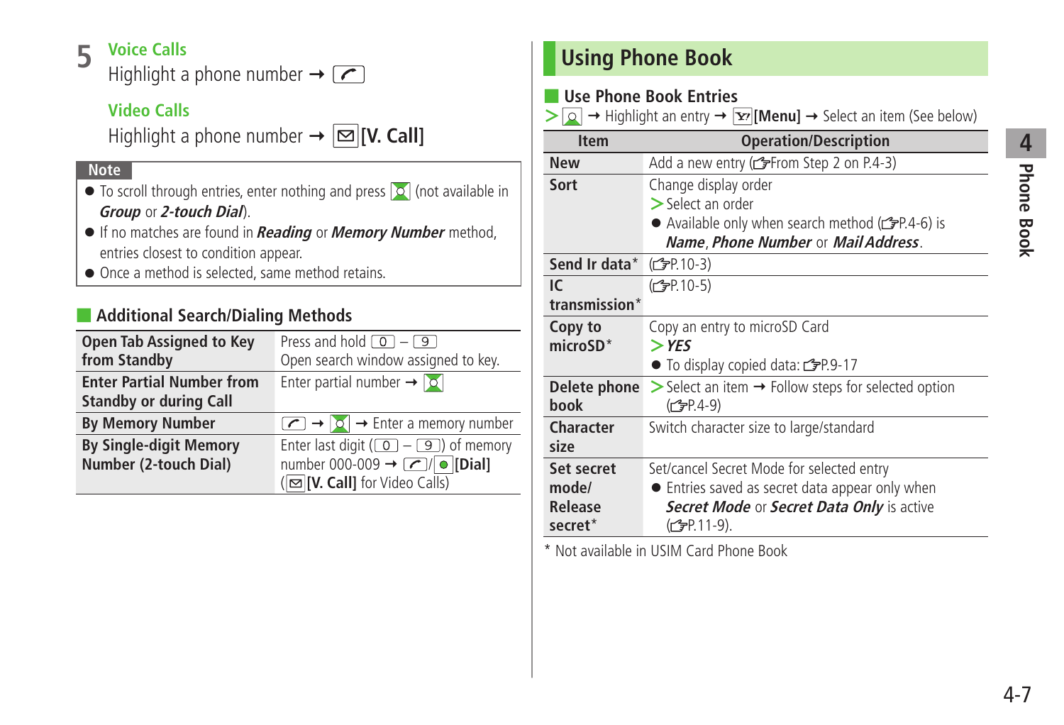**5** **Voice Calls**

Highlight a phone number ➞ [Call key]

**Video Calls**

Highlight a phone number ➞ [Mail key] **[V. Call]**

**Note**

- To scroll through entries, enter nothing and press [Search key] (not available in ***Group*** or ***2-touch Dial***).
- If no matches are found in ***Reading*** or ***Memory Number*** method, entries closest to condition appear.
- Once a method is selected, same method retains.

### Additional Search/Dialing Methods

| | |
|---|---|
| **Open Tab Assigned to Key from Standby** | Press and hold [0] – [9]<br>Open search window assigned to key. |
| **Enter Partial Number from Standby or during Call** | Enter partial number ➞ [Search key] |
| **By Memory Number** | [Call key] ➞ [Search key] ➞ Enter a memory number |
| **By Single-digit Memory Number (2-touch Dial)** | Enter last digit ([0] – [9]) of memory number 000-009 ➞ [Call key]/[Center key] **[Dial]**<br>([Mail key] **[V. Call]** for Video Calls) |

# Using Phone Book

## Use Phone Book Entries

> [Search key] ➞ Highlight an entry ➞ [Y! key] **[Menu]** ➞ Select an item (See below)

| Item | Operation/Description |
|---|---|
| **New** | Add a new entry (☞From Step 2 on P.4-3) |
| **Sort** | Change display order<br>> Select an order<br>● Available only when search method (☞P.4-6) is ***Name***, ***Phone Number*** or ***Mail Address***. |
| **Send Ir data*** | (☞P.10-3) |
| **IC transmission*** | (☞P.10-5) |
| **Copy to microSD*** | Copy an entry to microSD Card<br>> ***YES***<br>● To display copied data: ☞P.9-17 |
| **Delete phone book** | > Select an item ➞ Follow steps for selected option (☞P.4-9) |
| **Character size** | Switch character size to large/standard |
| **Set secret mode/ Release secret*** | Set/cancel Secret Mode for selected entry<br>● Entries saved as secret data appear only when ***Secret Mode*** or ***Secret Data Only*** is active (☞P.11-9). |

\* Not available in USIM Card Phone Book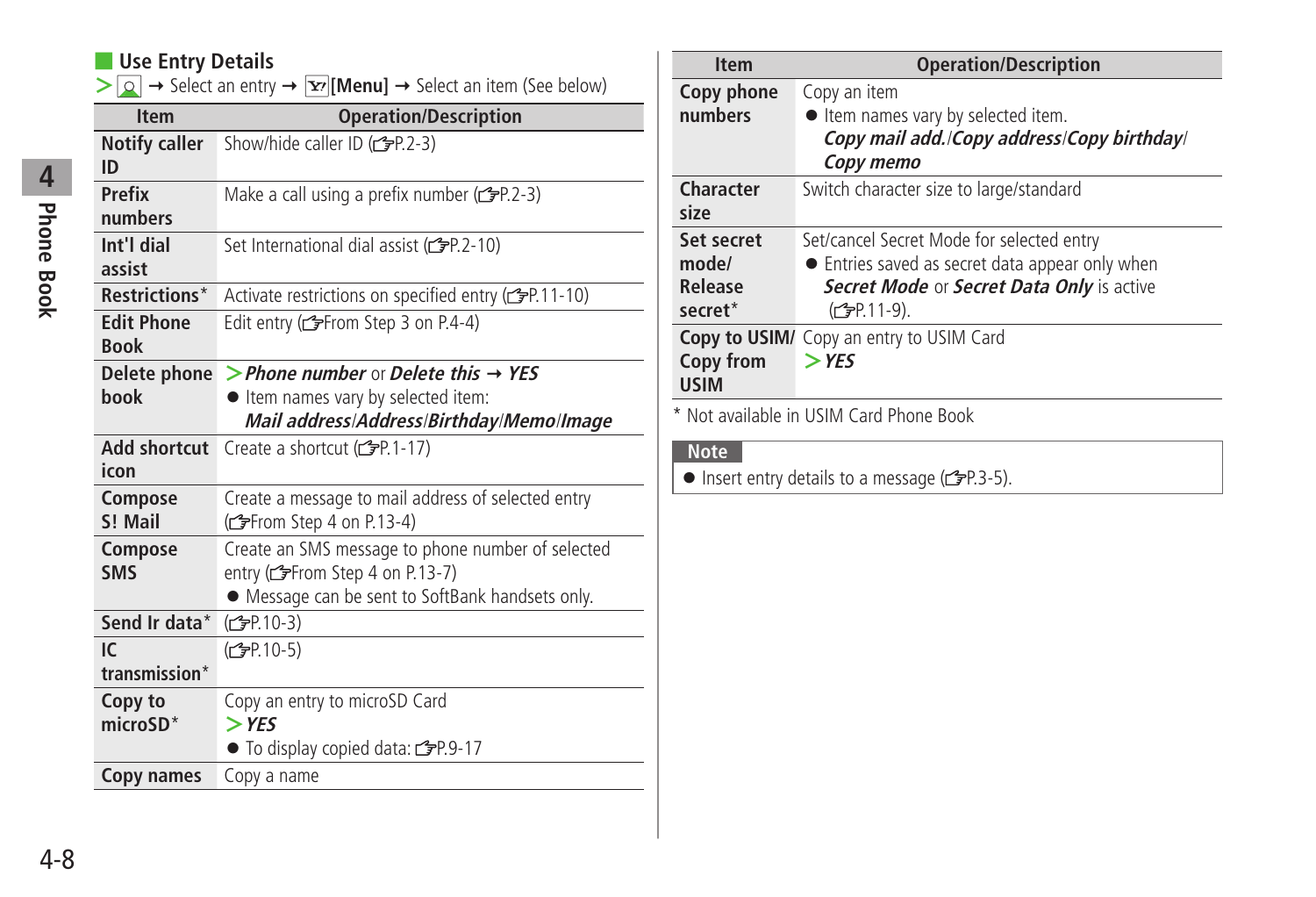## Use Entry Details

> [icon] → Select an entry → [Y!][Menu] → Select an item (See below)

| Item | Operation/Description |
|---|---|
| **Notify caller ID** | Show/hide caller ID (☞P.2-3) |
| **Prefix numbers** | Make a call using a prefix number (☞P.2-3) |
| **Int'l dial assist** | Set International dial assist (☞P.2-10) |
| **Restrictions*** | Activate restrictions on specified entry (☞P.11-10) |
| **Edit Phone Book** | Edit entry (☞From Step 3 on P.4-4) |
| **Delete phone book** | > ***Phone number*** or ***Delete this*** → ***YES*** <br>● Item names vary by selected item: ***Mail address/Address/Birthday/Memo/Image*** |
| **Add shortcut icon** | Create a shortcut (☞P.1-17) |
| **Compose S! Mail** | Create a message to mail address of selected entry (☞From Step 4 on P.13-4) |
| **Compose SMS** | Create an SMS message to phone number of selected entry (☞From Step 4 on P.13-7) <br>● Message can be sent to SoftBank handsets only. |
| **Send Ir data*** | (☞P.10-3) |
| **IC transmission*** | (☞P.10-5) |
| **Copy to microSD*** | Copy an entry to microSD Card <br>> ***YES*** <br>● To display copied data: ☞P.9-17 |
| **Copy names** | Copy a name |
| **Copy phone numbers** | Copy an item <br>● Item names vary by selected item. ***Copy mail add./Copy address/Copy birthday/ Copy memo*** |
| **Character size** | Switch character size to large/standard |
| **Set secret mode/ Release secret*** | Set/cancel Secret Mode for selected entry <br>● Entries saved as secret data appear only when ***Secret Mode*** or ***Secret Data Only*** is active (☞P.11-9). |
| **Copy to USIM/ Copy from USIM** | Copy an entry to USIM Card <br>> ***YES*** |

\* Not available in USIM Card Phone Book

**Note**

- Insert entry details to a message (☞P.3-5).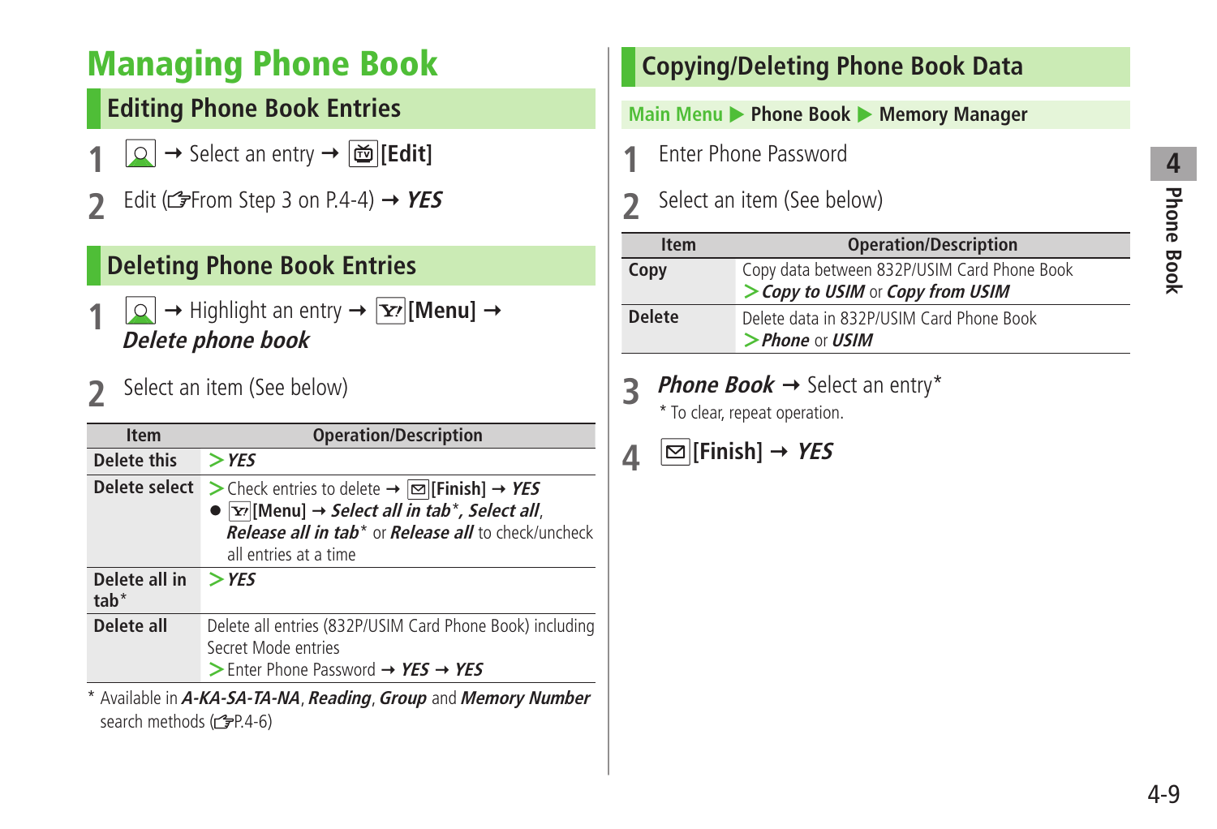# Managing Phone Book

## Editing Phone Book Entries

1. [icon] → Select an entry → [icon]**[Edit]**
2. Edit (☞From Step 3 on P.4-4) → ***YES***

## Deleting Phone Book Entries

1. [icon] → Highlight an entry → [Y!]**[Menu]** → ***Delete phone book***
2. Select an item (See below)

| Item | Operation/Description |
|---|---|
| **Delete this** | > ***YES*** |
| **Delete select** | > Check entries to delete → [✉]**[Finish]** → ***YES***<br>● [Y!]**[Menu]** → ***Select all in tab****, ***Select all***, ***Release all in tab**** or ***Release all*** to check/uncheck all entries at a time |
| **Delete all in tab*** | > ***YES*** |
| **Delete all** | Delete all entries (832P/USIM Card Phone Book) including Secret Mode entries<br>> Enter Phone Password → ***YES*** → ***YES*** |

\* Available in ***A-KA-SA-TA-NA***, ***Reading***, ***Group*** and ***Memory Number*** search methods (☞P.4-6)

## Copying/Deleting Phone Book Data

**Main Menu ▶ Phone Book ▶ Memory Manager**

1. Enter Phone Password
2. Select an item (See below)

| Item | Operation/Description |
|---|---|
| **Copy** | Copy data between 832P/USIM Card Phone Book<br>> ***Copy to USIM*** or ***Copy from USIM*** |
| **Delete** | Delete data in 832P/USIM Card Phone Book<br>> ***Phone*** or ***USIM*** |

3. ***Phone Book*** → Select an entry*
   \* To clear, repeat operation.
4. [✉]**[Finish]** → ***YES***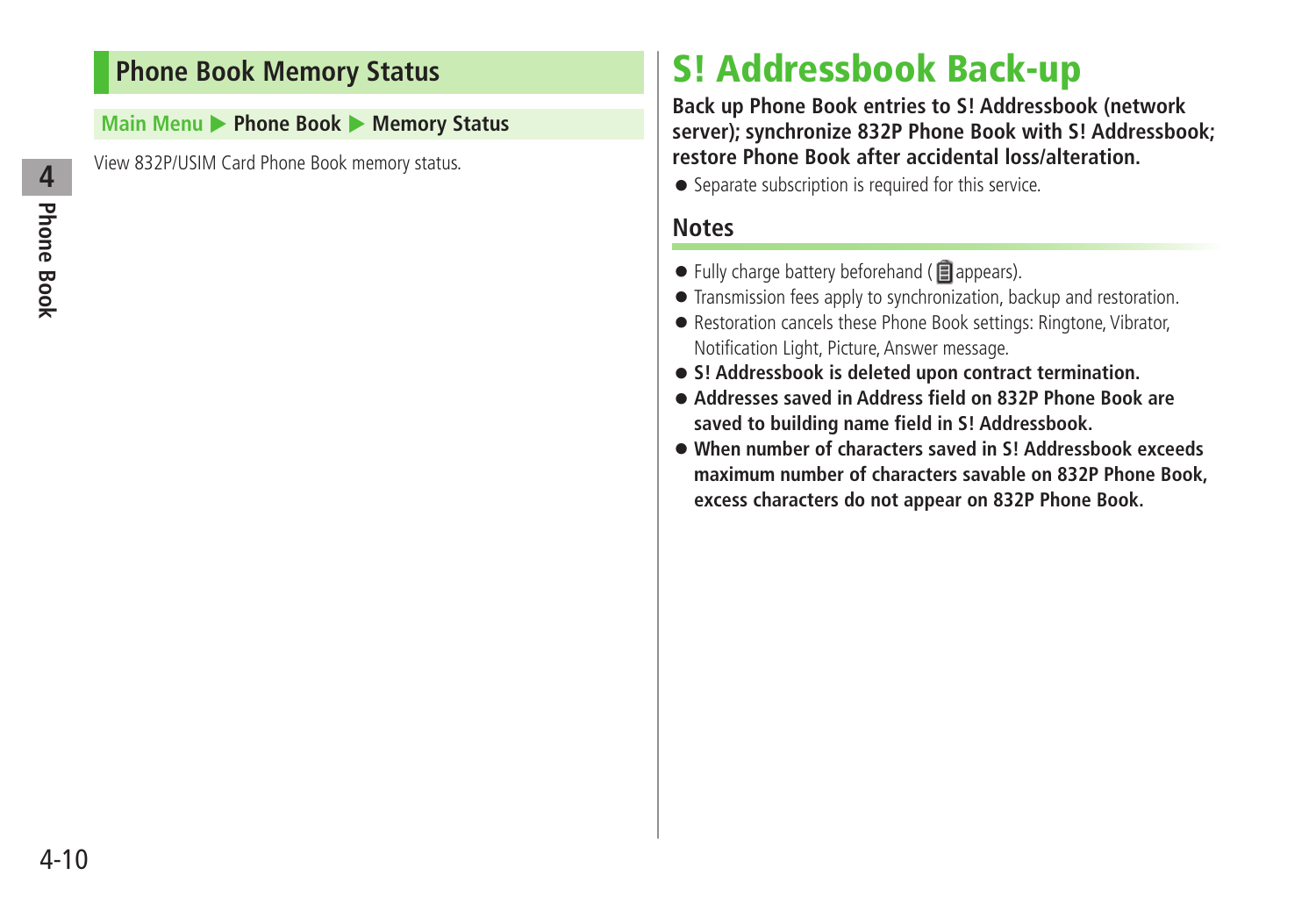## Phone Book Memory Status

**Main Menu ▶ Phone Book ▶ Memory Status**

View 832P/USIM Card Phone Book memory status.

# S! Addressbook Back-up

**Back up Phone Book entries to S! Addressbook (network server); synchronize 832P Phone Book with S! Addressbook; restore Phone Book after accidental loss/alteration.**

- Separate subscription is required for this service.

### Notes

- Fully charge battery beforehand ( appears).
- Transmission fees apply to synchronization, backup and restoration.
- Restoration cancels these Phone Book settings: Ringtone, Vibrator, Notification Light, Picture, Answer message.
- **S! Addressbook is deleted upon contract termination.**
- **Addresses saved in Address field on 832P Phone Book are saved to building name field in S! Addressbook.**
- **When number of characters saved in S! Addressbook exceeds maximum number of characters savable on 832P Phone Book, excess characters do not appear on 832P Phone Book.**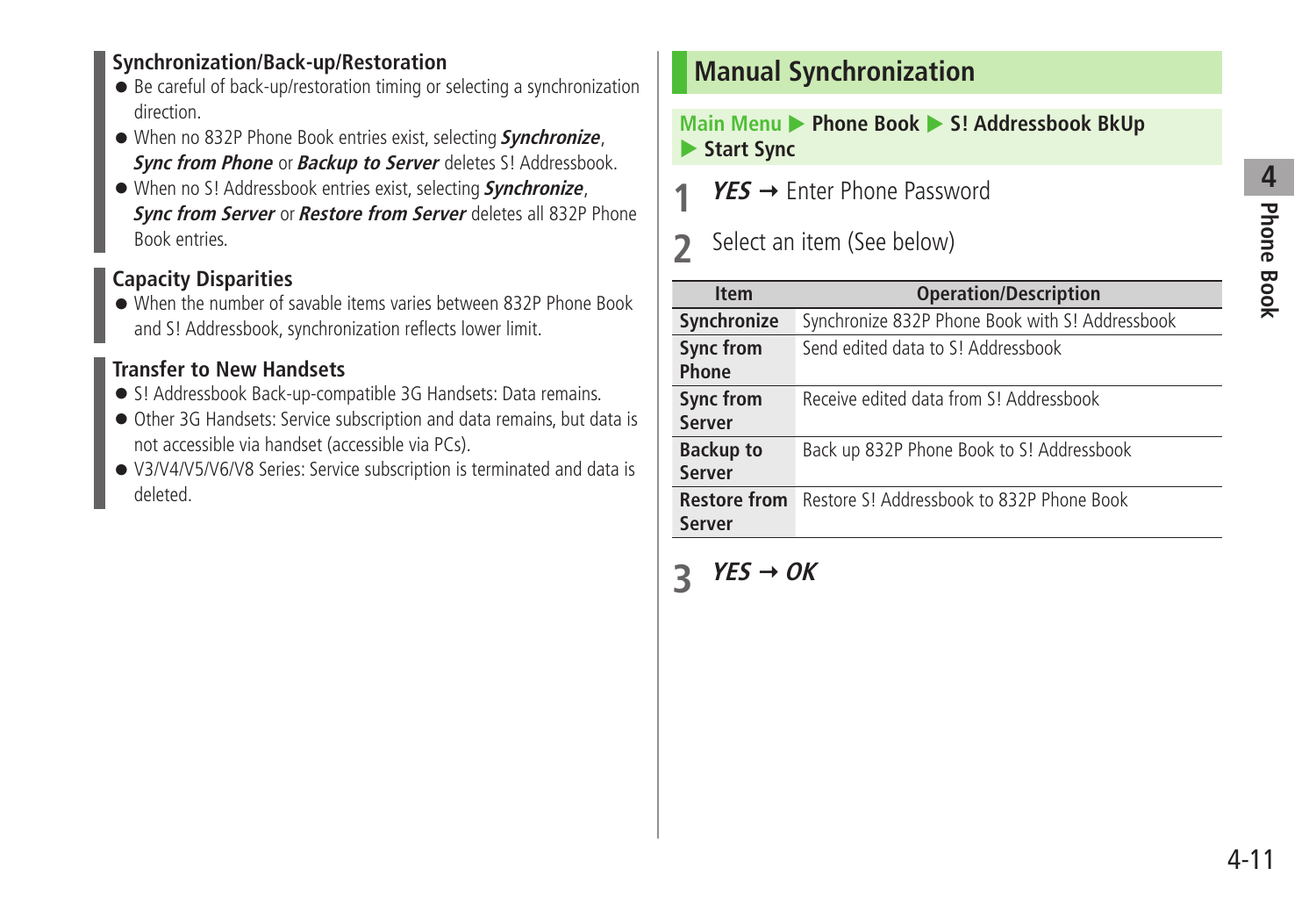### Synchronization/Back-up/Restoration

- Be careful of back-up/restoration timing or selecting a synchronization direction.
- When no 832P Phone Book entries exist, selecting ***Synchronize***, ***Sync from Phone*** or ***Backup to Server*** deletes S! Addressbook.
- When no S! Addressbook entries exist, selecting ***Synchronize***, ***Sync from Server*** or ***Restore from Server*** deletes all 832P Phone Book entries.

### Capacity Disparities

- When the number of savable items varies between 832P Phone Book and S! Addressbook, synchronization reflects lower limit.

### Transfer to New Handsets

- S! Addressbook Back-up-compatible 3G Handsets: Data remains.
- Other 3G Handsets: Service subscription and data remains, but data is not accessible via handset (accessible via PCs).
- V3/V4/V5/V6/V8 Series: Service subscription is terminated and data is deleted.

## Manual Synchronization

**Main Menu ▶ Phone Book ▶ S! Addressbook BkUp ▶ Start Sync**

1. ***YES*** → Enter Phone Password
2. Select an item (See below)

| Item | Operation/Description |
|---|---|
| **Synchronize** | Synchronize 832P Phone Book with S! Addressbook |
| **Sync from Phone** | Send edited data to S! Addressbook |
| **Sync from Server** | Receive edited data from S! Addressbook |
| **Backup to Server** | Back up 832P Phone Book to S! Addressbook |
| **Restore from Server** | Restore S! Addressbook to 832P Phone Book |

3. ***YES*** → ***OK***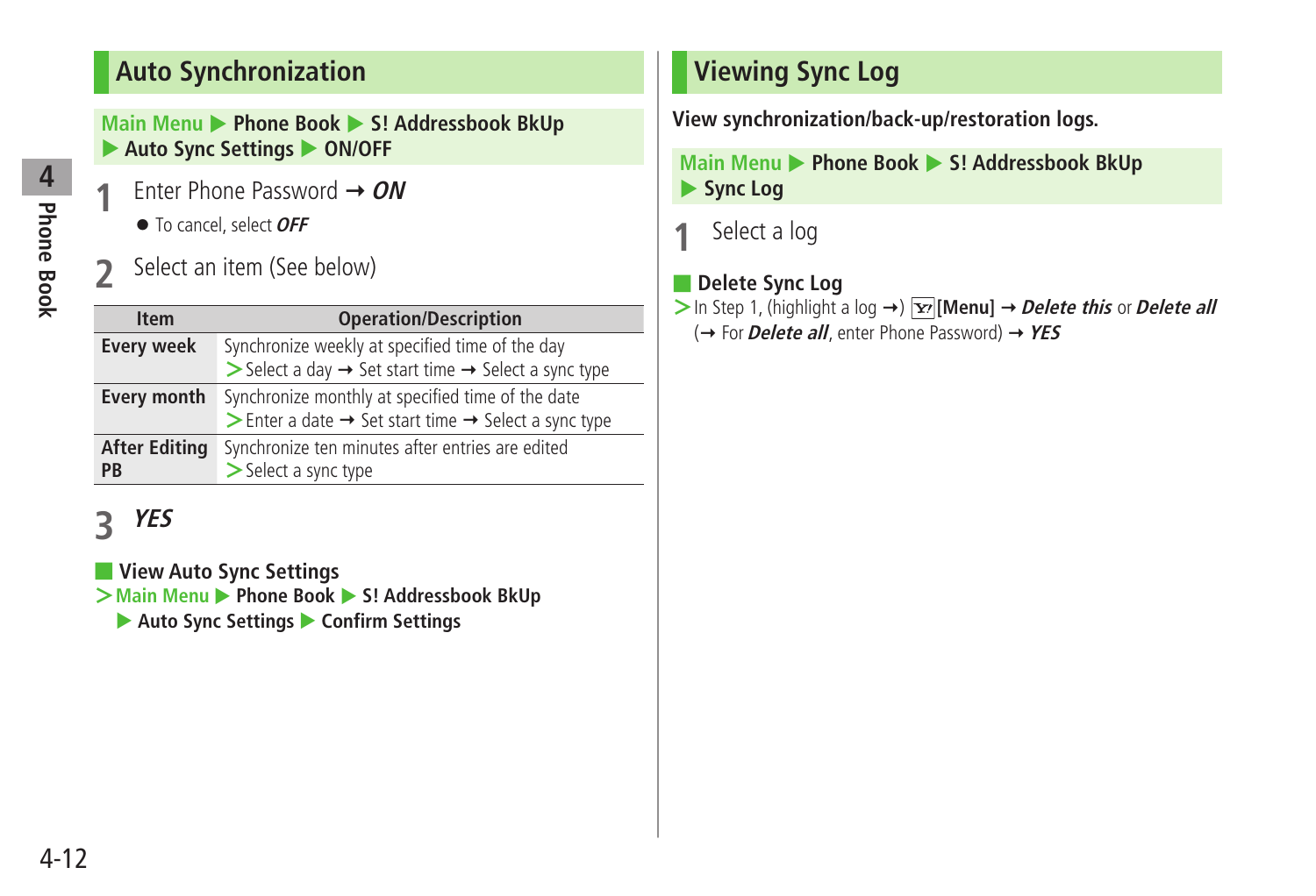## Auto Synchronization

Main Menu ▶ Phone Book ▶ S! Addressbook BkUp ▶ Auto Sync Settings ▶ ON/OFF

**1** Enter Phone Password → ***ON***

- To cancel, select ***OFF***

**2** Select an item (See below)

| Item | Operation/Description |
|---|---|
| **Every week** | Synchronize weekly at specified time of the day<br>＞Select a day → Set start time → Select a sync type |
| **Every month** | Synchronize monthly at specified time of the date<br>＞Enter a date → Set start time → Select a sync type |
| **After Editing PB** | Synchronize ten minutes after entries are edited<br>＞Select a sync type |

**3** ***YES***

### View Auto Sync Settings

＞Main Menu ▶ Phone Book ▶ S! Addressbook BkUp ▶ Auto Sync Settings ▶ Confirm Settings

## Viewing Sync Log

**View synchronization/back-up/restoration logs.**

Main Menu ▶ Phone Book ▶ S! Addressbook BkUp ▶ Sync Log

**1** Select a log

### Delete Sync Log

＞In Step 1, (highlight a log →) [Y!] **[Menu]** → ***Delete this*** or ***Delete all*** (→ For ***Delete all***, enter Phone Password) → ***YES***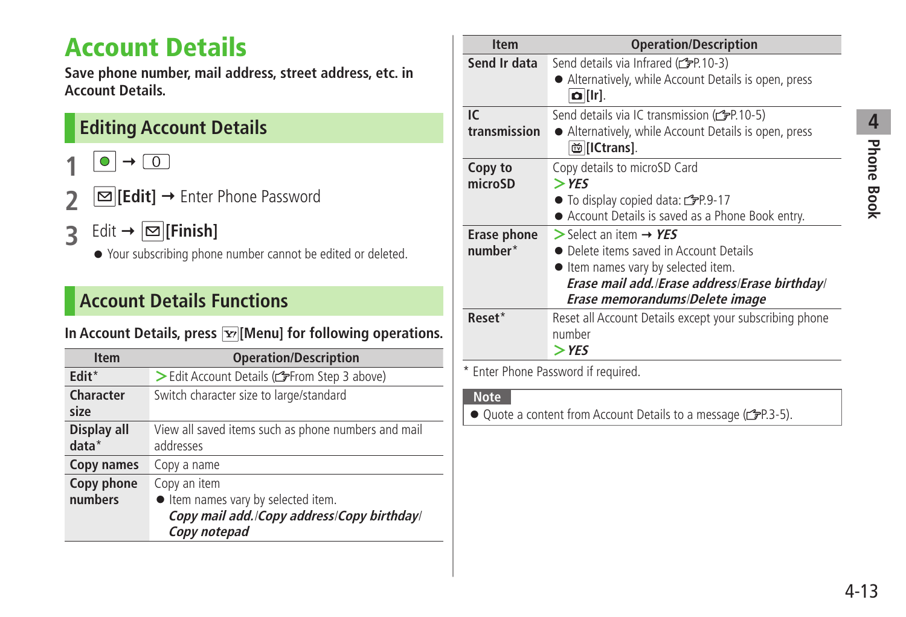# Account Details

**Save phone number, mail address, street address, etc. in Account Details.**

## Editing Account Details

**1** [●] → [0]

**2** [✉]**[Edit]** → Enter Phone Password

**3** Edit → [✉]**[Finish]**

- Your subscribing phone number cannot be edited or deleted.

## Account Details Functions

**In Account Details, press [Y!]**[Menu]** for following operations.**

| Item | Operation/Description |
|---|---|
| **Edit*** | > Edit Account Details (☞From Step 3 above) |
| **Character size** | Switch character size to large/standard |
| **Display all data*** | View all saved items such as phone numbers and mail addresses |
| **Copy names** | Copy a name |
| **Copy phone numbers** | Copy an item<br>● Item names vary by selected item.<br>***Copy mail add.*/*Copy address*/*Copy birthday*/*Copy notepad*** |
| **Send Ir data** | Send details via Infrared (☞P.10-3)<br>● Alternatively, while Account Details is open, press [📷]**[Ir]**. |
| **IC transmission** | Send details via IC transmission (☞P.10-5)<br>● Alternatively, while Account Details is open, press [📺]**[ICtrans]**. |
| **Copy to microSD** | Copy details to microSD Card<br>> ***YES***<br>● To display copied data: ☞P.9-17<br>● Account Details is saved as a Phone Book entry. |
| **Erase phone number*** | > Select an item → ***YES***<br>● Delete items saved in Account Details<br>● Item names vary by selected item.<br>***Erase mail add.*/*Erase address*/*Erase birthday*/*Erase memorandums*/*Delete image*** |
| **Reset*** | Reset all Account Details except your subscribing phone number<br>> ***YES*** |

\* Enter Phone Password if required.

**Note**

- Quote a content from Account Details to a message (☞P.3-5).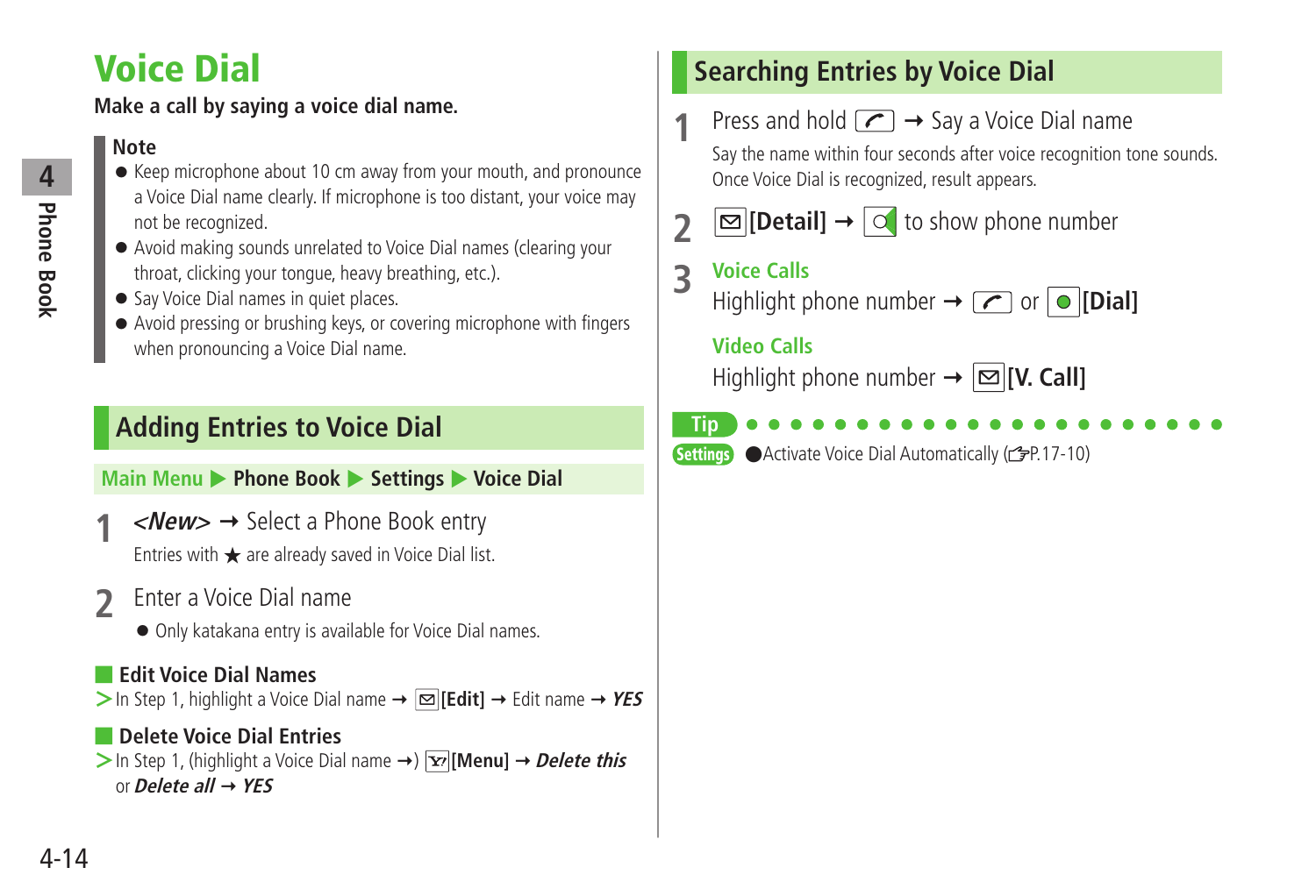# Voice Dial

**Make a call by saying a voice dial name.**

**Note**

- Keep microphone about 10 cm away from your mouth, and pronounce a Voice Dial name clearly. If microphone is too distant, your voice may not be recognized.
- Avoid making sounds unrelated to Voice Dial names (clearing your throat, clicking your tongue, heavy breathing, etc.).
- Say Voice Dial names in quiet places.
- Avoid pressing or brushing keys, or covering microphone with fingers when pronouncing a Voice Dial name.

## Adding Entries to Voice Dial

Main Menu ▶ **Phone Book** ▶ **Settings** ▶ **Voice Dial**

**1** *<New>* → Select a Phone Book entry

Entries with ★ are already saved in Voice Dial list.

**2** Enter a Voice Dial name

- Only katakana entry is available for Voice Dial names.

### Edit Voice Dial Names

> In Step 1, highlight a Voice Dial name → **[Edit]** → Edit name → ***YES***

### Delete Voice Dial Entries

> In Step 1, (highlight a Voice Dial name →) **[Menu]** → ***Delete this*** or ***Delete all*** → ***YES***

## Searching Entries by Voice Dial

**1** Press and hold → Say a Voice Dial name

Say the name within four seconds after voice recognition tone sounds. Once Voice Dial is recognized, result appears.

**2** **[Detail]** → to show phone number

**3** **Voice Calls**

Highlight phone number → or **[Dial]**

**Video Calls**

Highlight phone number → **[V. Call]**

**Tip**

**Settings** ●Activate Voice Dial Automatically (☞P.17-10)